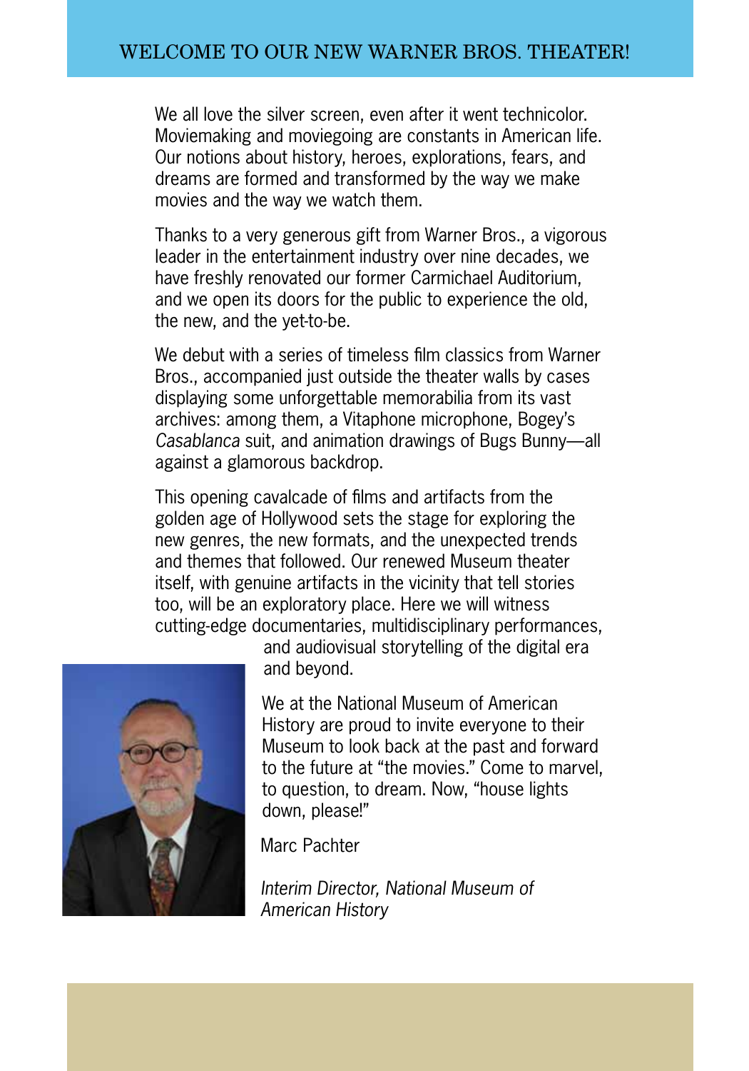# WELCOME TO OUR NEW WARNER BROS. THEATER!

We all love the silver screen, even after it went technicolor. Moviemaking and moviegoing are constants in American life. Our notions about history, heroes, explorations, fears, and dreams are formed and transformed by the way we make movies and the way we watch them.

Thanks to a very generous gift from Warner Bros., a vigorous leader in the entertainment industry over nine decades, we have freshly renovated our former Carmichael Auditorium, and we open its doors for the public to experience the old, the new, and the yet-to-be.

We debut with a series of timeless film classics from Warner Bros., accompanied just outside the theater walls by cases displaying some unforgettable memorabilia from its vast archives: among them, a Vitaphone microphone, Bogey's *Casablanca* suit, and animation drawings of Bugs Bunny—all against a glamorous backdrop.

This opening cavalcade of films and artifacts from the golden age of Hollywood sets the stage for exploring the new genres, the new formats, and the unexpected trends and themes that followed. Our renewed Museum theater itself, with genuine artifacts in the vicinity that tell stories too, will be an exploratory place. Here we will witness cutting-edge documentaries, multidisciplinary performances, and audiovisual storytelling of the digital era and beyond.

We at the National Museum of American History are proud to invite everyone to their Museum to look back at the past and forward to the future at "the movies." Come to marvel, to question, to dream. Now, "house lights down, please!"

Marc Pachter

*Interim Director, National Museum of American History*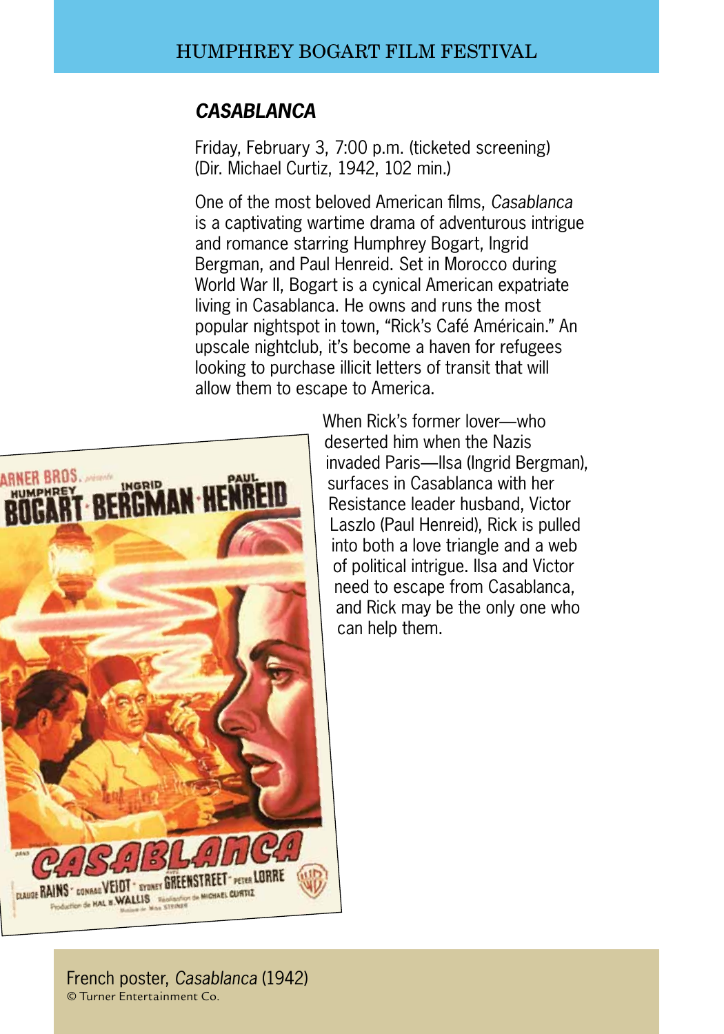## *CASABLANCA*

Friday, February 3, 7:00 p.m. (ticketed screening)
(Dir. Michael Curtiz, 1942, 102 min.)

One of the most beloved American films, *Casablanca* is a captivating wartime drama of adventurous intrigue and romance starring Humphrey Bogart, Ingrid Bergman, and Paul Henreid. Set in Morocco during World War II, Bogart is a cynical American expatriate living in Casablanca. He owns and runs the most popular nightspot in town, "Rick's Café Américain." An upscale nightclub, it's become a haven for refugees looking to purchase illicit letters of transit that will allow them to escape to America.

When Rick's former lover—who deserted him when the Nazis invaded Paris—Ilsa (Ingrid Bergman), surfaces in Casablanca with her Resistance leader husband, Victor Laszlo (Paul Henreid), Rick is pulled into both a love triangle and a web of political intrigue. Ilsa and Victor need to escape from Casablanca, and Rick may be the only one who can help them.

French poster, *Casablanca* (1942)
© Turner Entertainment Co.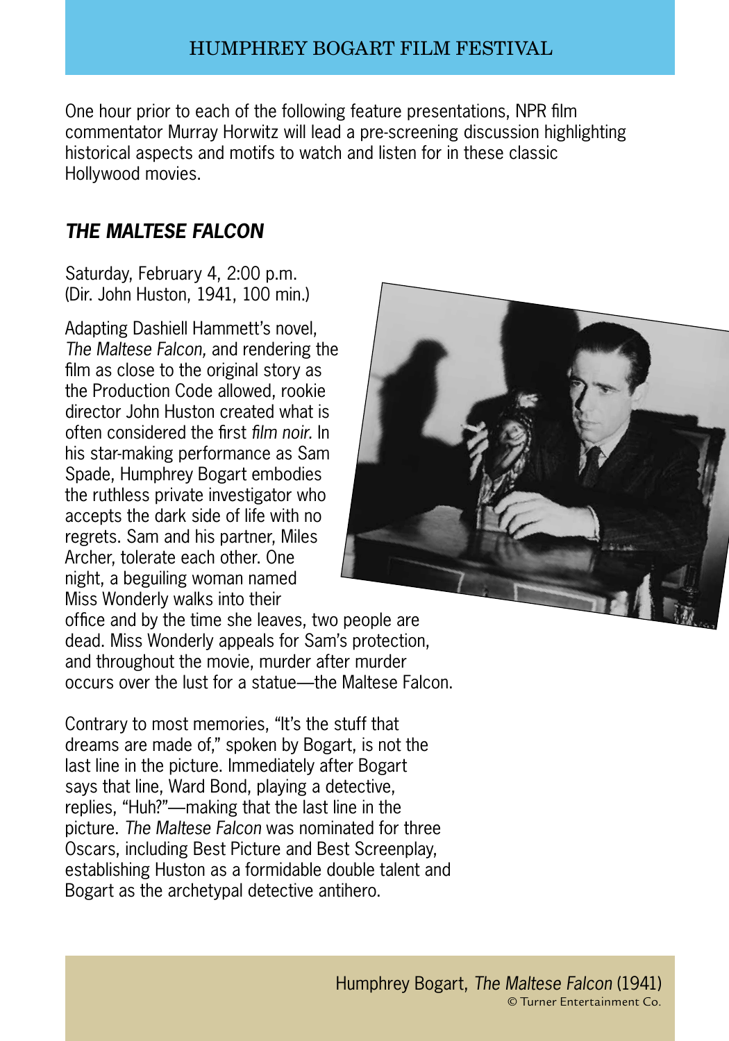# HUMPHREY BOGART FILM FESTIVAL

One hour prior to each of the following feature presentations, NPR film commentator Murray Horwitz will lead a pre-screening discussion highlighting historical aspects and motifs to watch and listen for in these classic Hollywood movies.

## *THE MALTESE FALCON*

Saturday, February 4, 2:00 p.m.
(Dir. John Huston, 1941, 100 min.)

Adapting Dashiell Hammett's novel, *The Maltese Falcon,* and rendering the film as close to the original story as the Production Code allowed, rookie director John Huston created what is often considered the first *film noir*. In his star-making performance as Sam Spade, Humphrey Bogart embodies the ruthless private investigator who accepts the dark side of life with no regrets. Sam and his partner, Miles Archer, tolerate each other. One night, a beguiling woman named Miss Wonderly walks into their office and by the time she leaves, two people are dead. Miss Wonderly appeals for Sam's protection, and throughout the movie, murder after murder occurs over the lust for a statue—the Maltese Falcon.

Contrary to most memories, "It's the stuff that dreams are made of," spoken by Bogart, is not the last line in the picture. Immediately after Bogart says that line, Ward Bond, playing a detective, replies, "Huh?"—making that the last line in the picture. *The Maltese Falcon* was nominated for three Oscars, including Best Picture and Best Screenplay, establishing Huston as a formidable double talent and Bogart as the archetypal detective antihero.

Humphrey Bogart, *The Maltese Falcon* (1941)
© Turner Entertainment Co.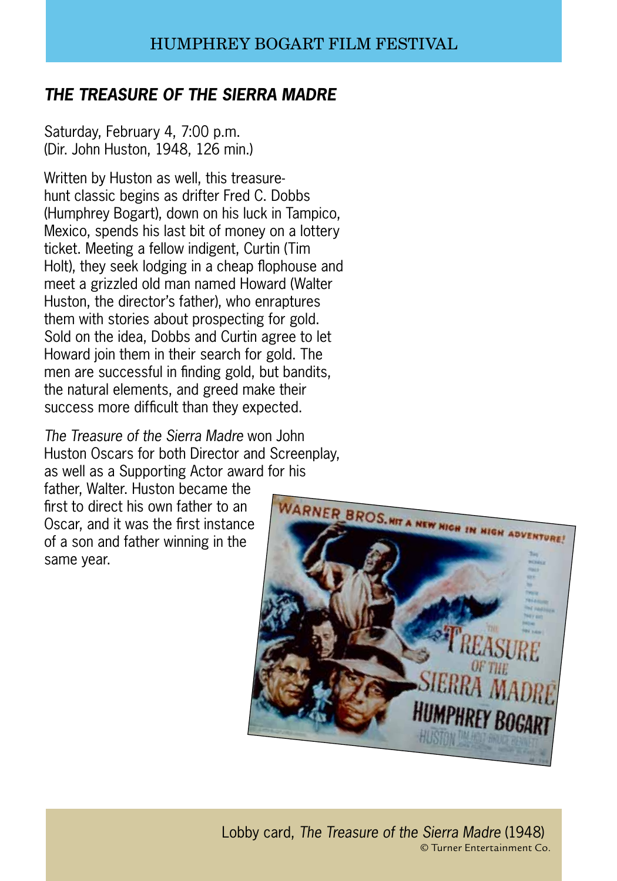## *THE TREASURE OF THE SIERRA MADRE*

Saturday, February 4, 7:00 p.m.
(Dir. John Huston, 1948, 126 min.)

Written by Huston as well, this treasure-hunt classic begins as drifter Fred C. Dobbs (Humphrey Bogart), down on his luck in Tampico, Mexico, spends his last bit of money on a lottery ticket. Meeting a fellow indigent, Curtin (Tim Holt), they seek lodging in a cheap flophouse and meet a grizzled old man named Howard (Walter Huston, the director's father), who enraptures them with stories about prospecting for gold. Sold on the idea, Dobbs and Curtin agree to let Howard join them in their search for gold. The men are successful in finding gold, but bandits, the natural elements, and greed make their success more difficult than they expected.

*The Treasure of the Sierra Madre* won John Huston Oscars for both Director and Screenplay, as well as a Supporting Actor award for his father, Walter. Huston became the first to direct his own father to an Oscar, and it was the first instance of a son and father winning in the same year.

Lobby card, *The Treasure of the Sierra Madre* (1948)
© Turner Entertainment Co.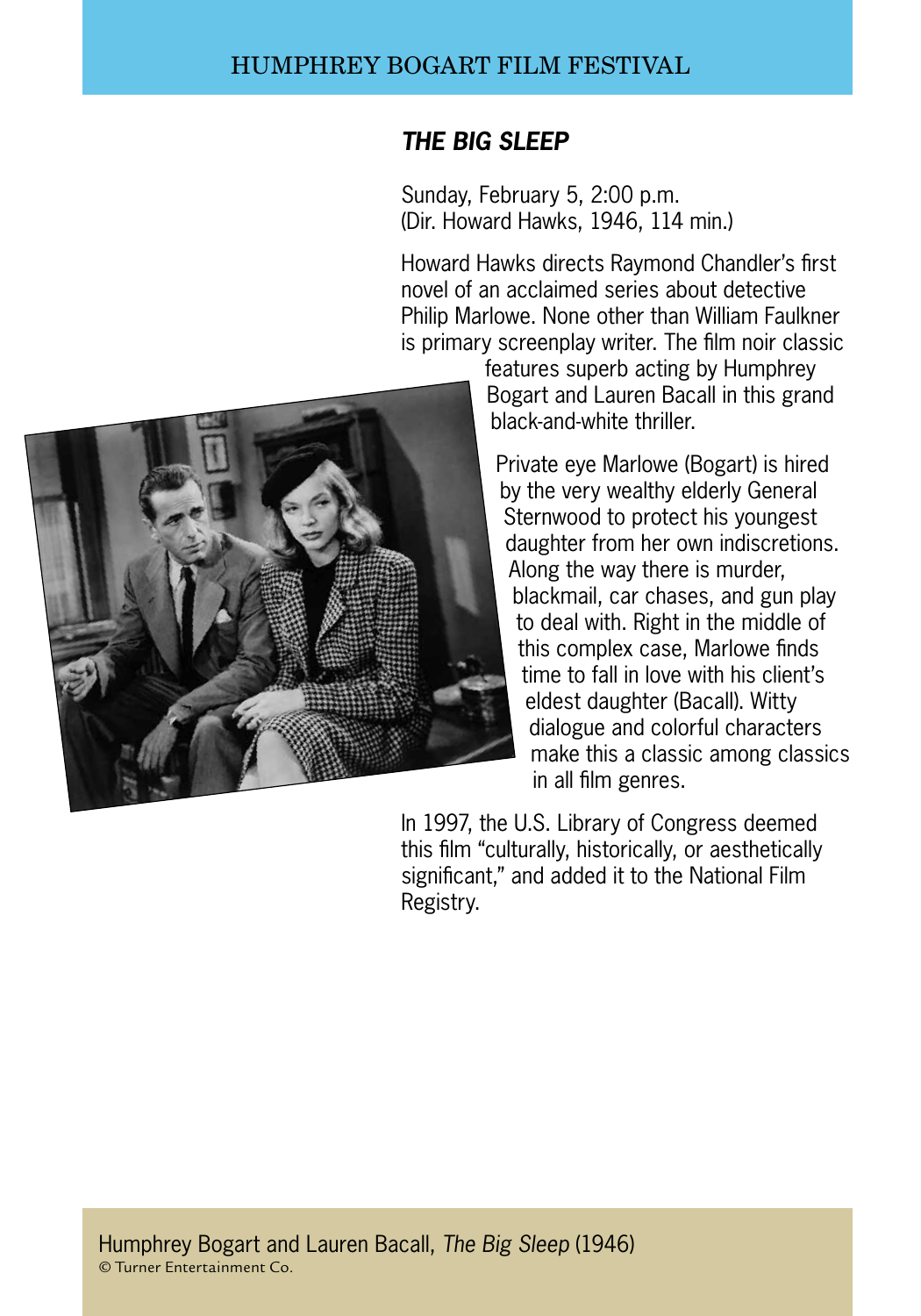## *THE BIG SLEEP*

Sunday, February 5, 2:00 p.m.
(Dir. Howard Hawks, 1946, 114 min.)

Howard Hawks directs Raymond Chandler's first novel of an acclaimed series about detective Philip Marlowe. None other than William Faulkner is primary screenplay writer. The film noir classic features superb acting by Humphrey Bogart and Lauren Bacall in this grand black-and-white thriller.

Private eye Marlowe (Bogart) is hired by the very wealthy elderly General Sternwood to protect his youngest daughter from her own indiscretions. Along the way there is murder, blackmail, car chases, and gun play to deal with. Right in the middle of this complex case, Marlowe finds time to fall in love with his client's eldest daughter (Bacall). Witty dialogue and colorful characters make this a classic among classics in all film genres.

In 1997, the U.S. Library of Congress deemed this film "culturally, historically, or aesthetically significant," and added it to the National Film Registry.

Humphrey Bogart and Lauren Bacall, *The Big Sleep* (1946)
© Turner Entertainment Co.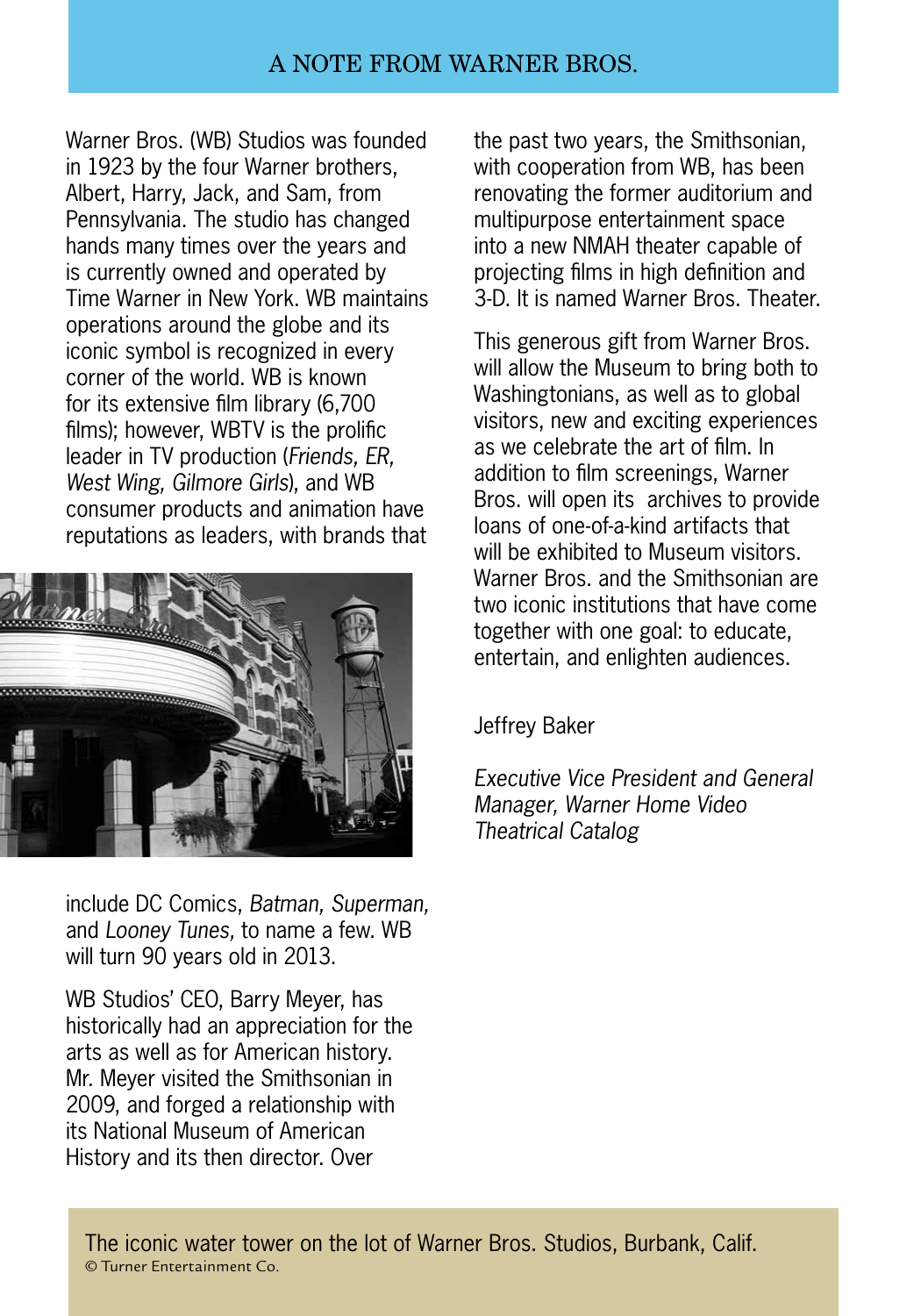## A NOTE FROM WARNER BROS.

Warner Bros. (WB) Studios was founded in 1923 by the four Warner brothers, Albert, Harry, Jack, and Sam, from Pennsylvania. The studio has changed hands many times over the years and is currently owned and operated by Time Warner in New York. WB maintains operations around the globe and its iconic symbol is recognized in every corner of the world. WB is known for its extensive film library (6,700 films); however, WBTV is the prolific leader in TV production (*Friends, ER, West Wing, Gilmore Girls*), and WB consumer products and animation have reputations as leaders, with brands that include DC Comics, *Batman, Superman,* and *Looney Tunes,* to name a few. WB will turn 90 years old in 2013.

WB Studios' CEO, Barry Meyer, has historically had an appreciation for the arts as well as for American history. Mr. Meyer visited the Smithsonian in 2009, and forged a relationship with its National Museum of American History and its then director. Over the past two years, the Smithsonian, with cooperation from WB, has been renovating the former auditorium and multipurpose entertainment space into a new NMAH theater capable of projecting films in high definition and 3-D. It is named Warner Bros. Theater.

This generous gift from Warner Bros. will allow the Museum to bring both to Washingtonians, as well as to global visitors, new and exciting experiences as we celebrate the art of film. In addition to film screenings, Warner Bros. will open its archives to provide loans of one-of-a-kind artifacts that will be exhibited to Museum visitors. Warner Bros. and the Smithsonian are two iconic institutions that have come together with one goal: to educate, entertain, and enlighten audiences.

Jeffrey Baker

*Executive Vice President and General Manager, Warner Home Video Theatrical Catalog*

The iconic water tower on the lot of Warner Bros. Studios, Burbank, Calif.
© Turner Entertainment Co.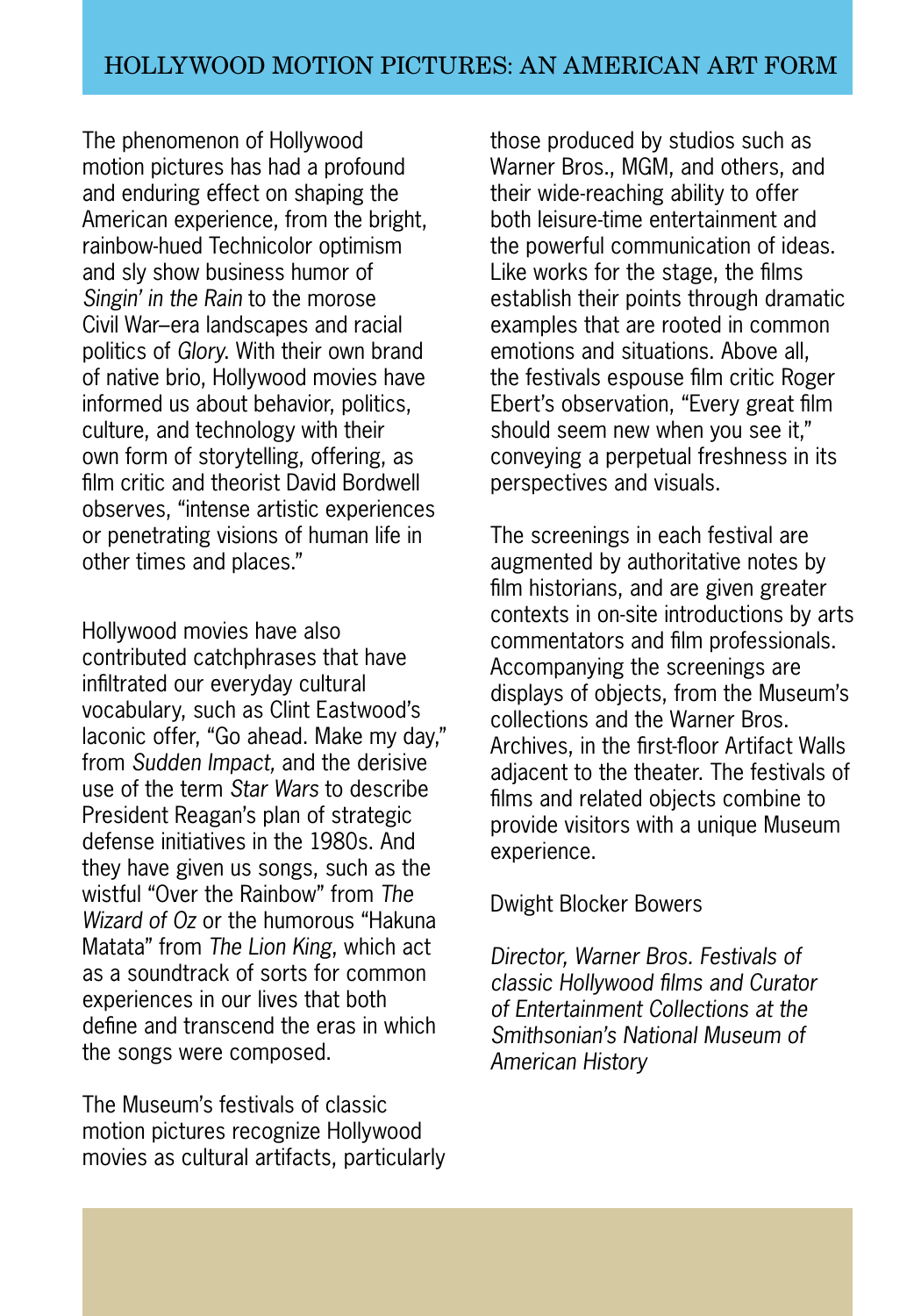# HOLLYWOOD MOTION PICTURES: AN AMERICAN ART FORM

The phenomenon of Hollywood motion pictures has had a profound and enduring effect on shaping the American experience, from the bright, rainbow-hued Technicolor optimism and sly show business humor of *Singin' in the Rain* to the morose Civil War–era landscapes and racial politics of *Glory*. With their own brand of native brio, Hollywood movies have informed us about behavior, politics, culture, and technology with their own form of storytelling, offering, as film critic and theorist David Bordwell observes, "intense artistic experiences or penetrating visions of human life in other times and places."

Hollywood movies have also contributed catchphrases that have infiltrated our everyday cultural vocabulary, such as Clint Eastwood's laconic offer, "Go ahead. Make my day," from *Sudden Impact,* and the derisive use of the term *Star Wars* to describe President Reagan's plan of strategic defense initiatives in the 1980s. And they have given us songs, such as the wistful "Over the Rainbow" from *The Wizard of Oz* or the humorous "Hakuna Matata" from *The Lion King*, which act as a soundtrack of sorts for common experiences in our lives that both define and transcend the eras in which the songs were composed.

The Museum's festivals of classic motion pictures recognize Hollywood movies as cultural artifacts, particularly those produced by studios such as Warner Bros., MGM, and others, and their wide-reaching ability to offer both leisure-time entertainment and the powerful communication of ideas. Like works for the stage, the films establish their points through dramatic examples that are rooted in common emotions and situations. Above all, the festivals espouse film critic Roger Ebert's observation, "Every great film should seem new when you see it," conveying a perpetual freshness in its perspectives and visuals.

The screenings in each festival are augmented by authoritative notes by film historians, and are given greater contexts in on-site introductions by arts commentators and film professionals. Accompanying the screenings are displays of objects, from the Museum's collections and the Warner Bros. Archives, in the first-floor Artifact Walls adjacent to the theater. The festivals of films and related objects combine to provide visitors with a unique Museum experience.

Dwight Blocker Bowers

*Director, Warner Bros. Festivals of classic Hollywood films and Curator of Entertainment Collections at the Smithsonian's National Museum of American History*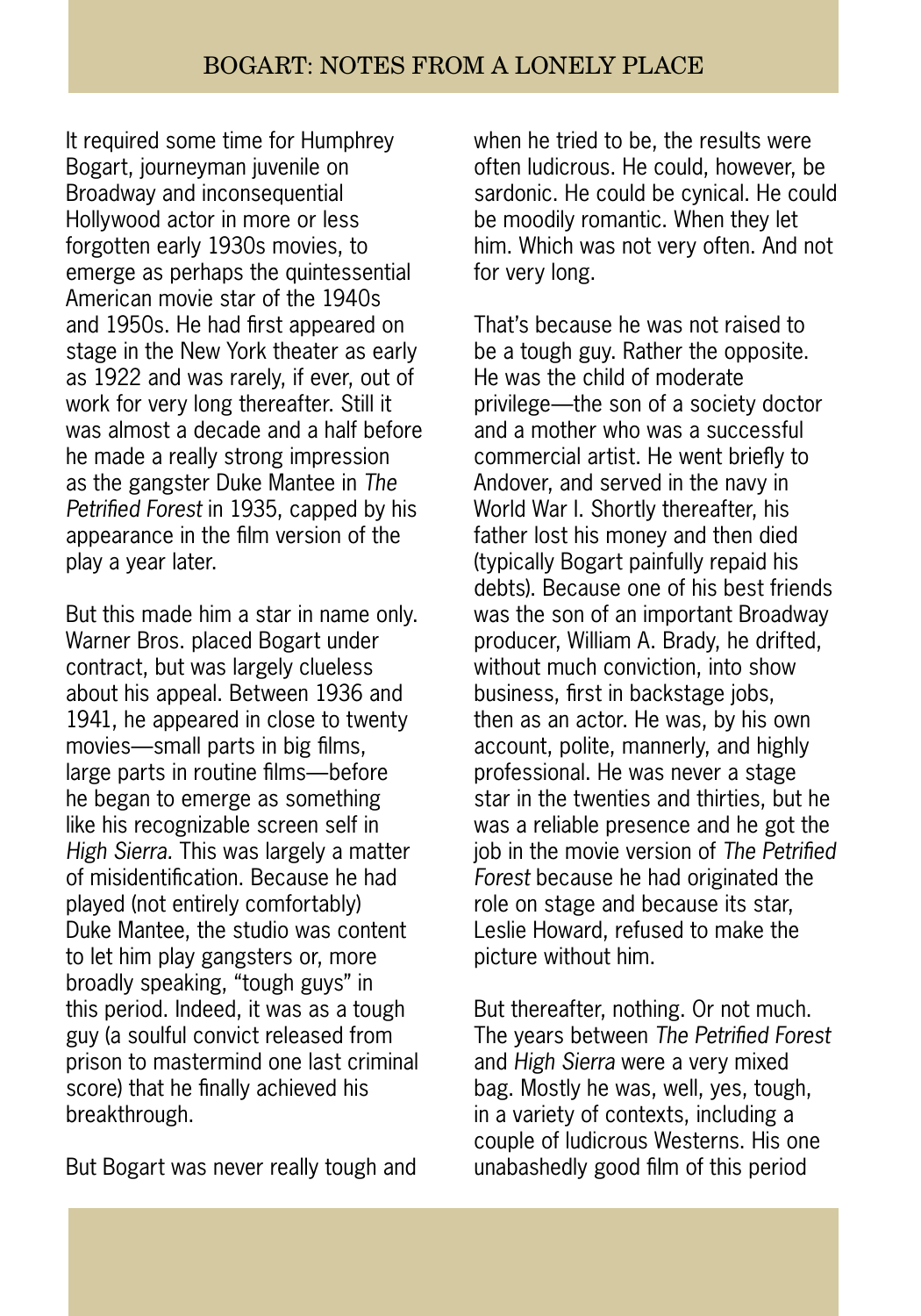It required some time for Humphrey Bogart, journeyman juvenile on Broadway and inconsequential Hollywood actor in more or less forgotten early 1930s movies, to emerge as perhaps the quintessential American movie star of the 1940s and 1950s. He had first appeared on stage in the New York theater as early as 1922 and was rarely, if ever, out of work for very long thereafter. Still it was almost a decade and a half before he made a really strong impression as the gangster Duke Mantee in *The Petrified Forest* in 1935, capped by his appearance in the film version of the play a year later.

But this made him a star in name only. Warner Bros. placed Bogart under contract, but was largely clueless about his appeal. Between 1936 and 1941, he appeared in close to twenty movies—small parts in big films, large parts in routine films—before he began to emerge as something like his recognizable screen self in *High Sierra.* This was largely a matter of misidentification. Because he had played (not entirely comfortably) Duke Mantee, the studio was content to let him play gangsters or, more broadly speaking, "tough guys" in this period. Indeed, it was as a tough guy (a soulful convict released from prison to mastermind one last criminal score) that he finally achieved his breakthrough.

But Bogart was never really tough and when he tried to be, the results were often ludicrous. He could, however, be sardonic. He could be cynical. He could be moodily romantic. When they let him. Which was not very often. And not for very long.

That's because he was not raised to be a tough guy. Rather the opposite. He was the child of moderate privilege—the son of a society doctor and a mother who was a successful commercial artist. He went briefly to Andover, and served in the navy in World War I. Shortly thereafter, his father lost his money and then died (typically Bogart painfully repaid his debts). Because one of his best friends was the son of an important Broadway producer, William A. Brady, he drifted, without much conviction, into show business, first in backstage jobs, then as an actor. He was, by his own account, polite, mannerly, and highly professional. He was never a stage star in the twenties and thirties, but he was a reliable presence and he got the job in the movie version of *The Petrified Forest* because he had originated the role on stage and because its star, Leslie Howard, refused to make the picture without him.

But thereafter, nothing. Or not much. The years between *The Petrified Forest* and *High Sierra* were a very mixed bag. Mostly he was, well, yes, tough, in a variety of contexts, including a couple of ludicrous Westerns. His one unabashedly good film of this period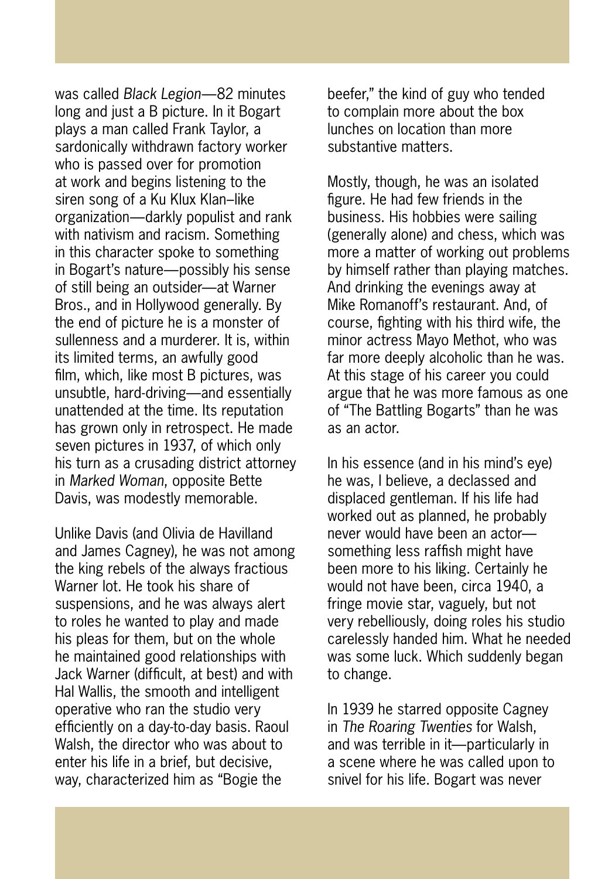was called *Black Legion*—82 minutes long and just a B picture. In it Bogart plays a man called Frank Taylor, a sardonically withdrawn factory worker who is passed over for promotion at work and begins listening to the siren song of a Ku Klux Klan–like organization—darkly populist and rank with nativism and racism. Something in this character spoke to something in Bogart's nature—possibly his sense of still being an outsider—at Warner Bros., and in Hollywood generally. By the end of picture he is a monster of sullenness and a murderer. It is, within its limited terms, an awfully good film, which, like most B pictures, was unsubtle, hard-driving—and essentially unattended at the time. Its reputation has grown only in retrospect. He made seven pictures in 1937, of which only his turn as a crusading district attorney in *Marked Woman*, opposite Bette Davis, was modestly memorable.

Unlike Davis (and Olivia de Havilland and James Cagney), he was not among the king rebels of the always fractious Warner lot. He took his share of suspensions, and he was always alert to roles he wanted to play and made his pleas for them, but on the whole he maintained good relationships with Jack Warner (difficult, at best) and with Hal Wallis, the smooth and intelligent operative who ran the studio very efficiently on a day-to-day basis. Raoul Walsh, the director who was about to enter his life in a brief, but decisive, way, characterized him as "Bogie the beefer," the kind of guy who tended to complain more about the box lunches on location than more substantive matters.

Mostly, though, he was an isolated figure. He had few friends in the business. His hobbies were sailing (generally alone) and chess, which was more a matter of working out problems by himself rather than playing matches. And drinking the evenings away at Mike Romanoff's restaurant. And, of course, fighting with his third wife, the minor actress Mayo Methot, who was far more deeply alcoholic than he was. At this stage of his career you could argue that he was more famous as one of "The Battling Bogarts" than he was as an actor.

In his essence (and in his mind's eye) he was, I believe, a declassed and displaced gentleman. If his life had worked out as planned, he probably never would have been an actor—something less raffish might have been more to his liking. Certainly he would not have been, circa 1940, a fringe movie star, vaguely, but not very rebelliously, doing roles his studio carelessly handed him. What he needed was some luck. Which suddenly began to change.

In 1939 he starred opposite Cagney in *The Roaring Twenties* for Walsh, and was terrible in it—particularly in a scene where he was called upon to snivel for his life. Bogart was never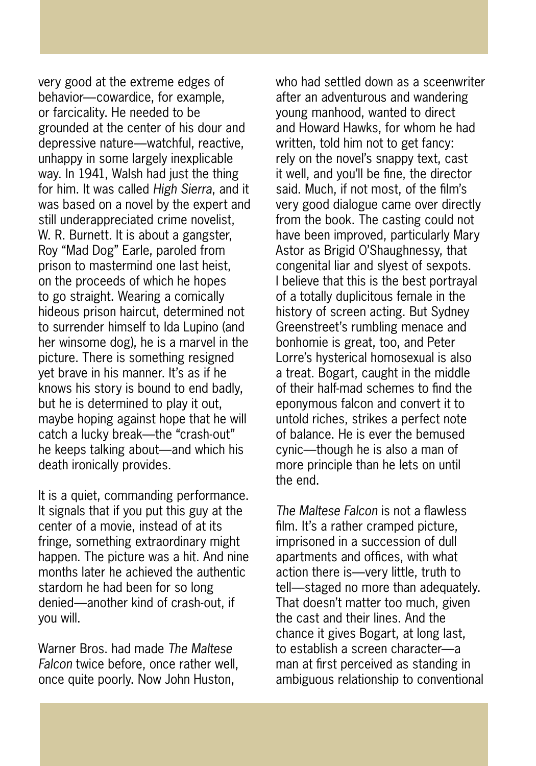very good at the extreme edges of behavior—cowardice, for example, or farcicality. He needed to be grounded at the center of his dour and depressive nature—watchful, reactive, unhappy in some largely inexplicable way. In 1941, Walsh had just the thing for him. It was called *High Sierra*, and it was based on a novel by the expert and still underappreciated crime novelist, W. R. Burnett. It is about a gangster, Roy "Mad Dog" Earle, paroled from prison to mastermind one last heist, on the proceeds of which he hopes to go straight. Wearing a comically hideous prison haircut, determined not to surrender himself to Ida Lupino (and her winsome dog), he is a marvel in the picture. There is something resigned yet brave in his manner. It's as if he knows his story is bound to end badly, but he is determined to play it out, maybe hoping against hope that he will catch a lucky break—the "crash-out" he keeps talking about—and which his death ironically provides.

It is a quiet, commanding performance. It signals that if you put this guy at the center of a movie, instead of at its fringe, something extraordinary might happen. The picture was a hit. And nine months later he achieved the authentic stardom he had been for so long denied—another kind of crash-out, if you will.

Warner Bros. had made *The Maltese Falcon* twice before, once rather well, once quite poorly. Now John Huston, who had settled down as a sceenwriter after an adventurous and wandering young manhood, wanted to direct and Howard Hawks, for whom he had written, told him not to get fancy: rely on the novel's snappy text, cast it well, and you'll be fine, the director said. Much, if not most, of the film's very good dialogue came over directly from the book. The casting could not have been improved, particularly Mary Astor as Brigid O'Shaughnessy, that congenital liar and slyest of sexpots. I believe that this is the best portrayal of a totally duplicitous female in the history of screen acting. But Sydney Greenstreet's rumbling menace and bonhomie is great, too, and Peter Lorre's hysterical homosexual is also a treat. Bogart, caught in the middle of their half-mad schemes to find the eponymous falcon and convert it to untold riches, strikes a perfect note of balance. He is ever the bemused cynic—though he is also a man of more principle than he lets on until the end.

*The Maltese Falcon* is not a flawless film. It's a rather cramped picture, imprisoned in a succession of dull apartments and offices, with what action there is—very little, truth to tell—staged no more than adequately. That doesn't matter too much, given the cast and their lines. And the chance it gives Bogart, at long last, to establish a screen character—a man at first perceived as standing in ambiguous relationship to conventional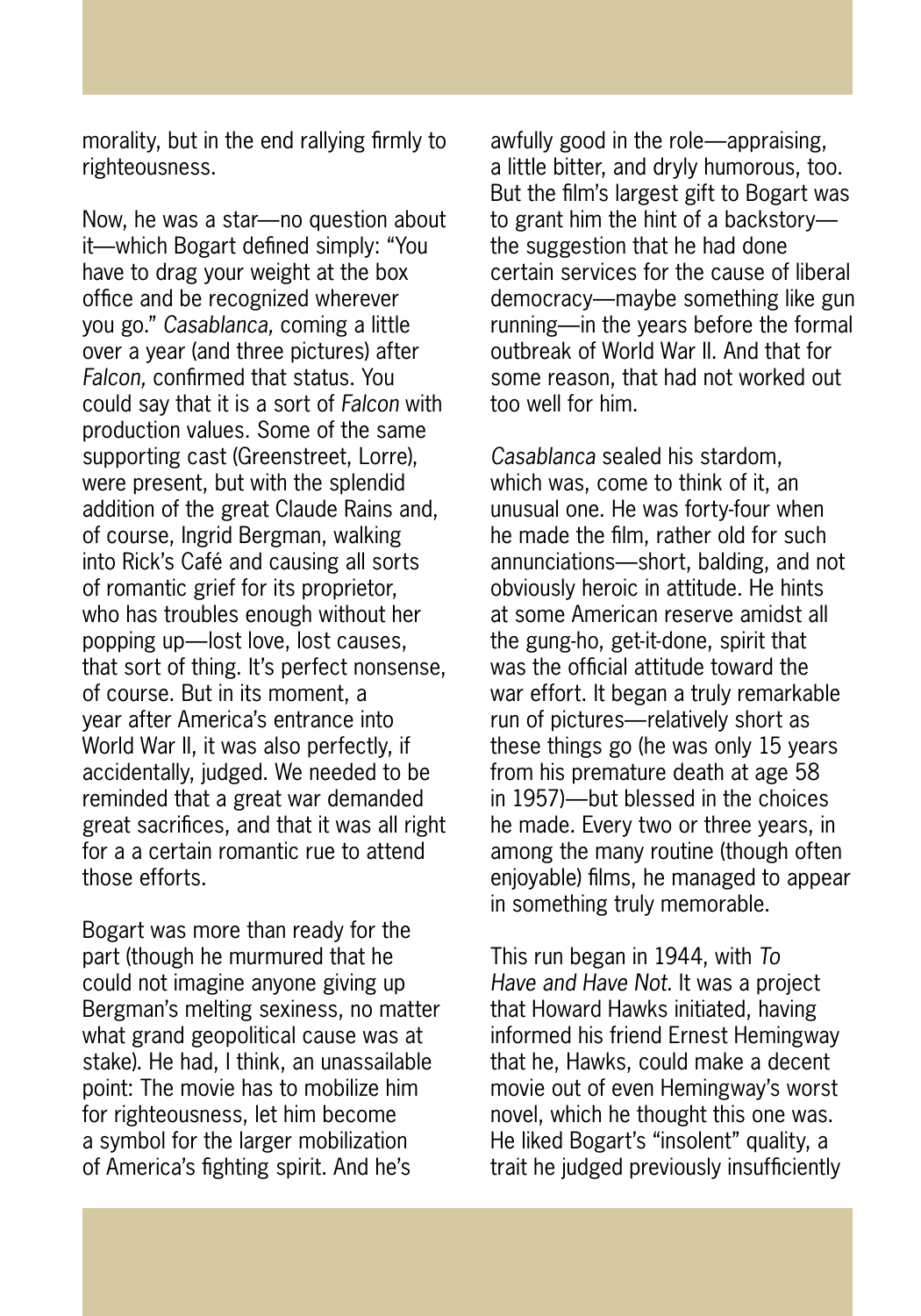morality, but in the end rallying firmly to righteousness.

Now, he was a star—no question about it—which Bogart defined simply: "You have to drag your weight at the box office and be recognized wherever you go." *Casablanca,* coming a little over a year (and three pictures) after *Falcon,* confirmed that status. You could say that it is a sort of *Falcon* with production values. Some of the same supporting cast (Greenstreet, Lorre), were present, but with the splendid addition of the great Claude Rains and, of course, Ingrid Bergman, walking into Rick's Café and causing all sorts of romantic grief for its proprietor, who has troubles enough without her popping up—lost love, lost causes, that sort of thing. It's perfect nonsense, of course. But in its moment, a year after America's entrance into World War II, it was also perfectly, if accidentally, judged. We needed to be reminded that a great war demanded great sacrifices, and that it was all right for a a certain romantic rue to attend those efforts.

Bogart was more than ready for the part (though he murmured that he could not imagine anyone giving up Bergman's melting sexiness, no matter what grand geopolitical cause was at stake). He had, I think, an unassailable point: The movie has to mobilize him for righteousness, let him become a symbol for the larger mobilization of America's fighting spirit. And he's awfully good in the role—appraising, a little bitter, and dryly humorous, too. But the film's largest gift to Bogart was to grant him the hint of a backstory—the suggestion that he had done certain services for the cause of liberal democracy—maybe something like gun running—in the years before the formal outbreak of World War II. And that for some reason, that had not worked out too well for him.

*Casablanca* sealed his stardom, which was, come to think of it, an unusual one. He was forty-four when he made the film, rather old for such annunciations—short, balding, and not obviously heroic in attitude. He hints at some American reserve amidst all the gung-ho, get-it-done, spirit that was the official attitude toward the war effort. It began a truly remarkable run of pictures—relatively short as these things go (he was only 15 years from his premature death at age 58 in 1957)—but blessed in the choices he made. Every two or three years, in among the many routine (though often enjoyable) films, he managed to appear in something truly memorable.

This run began in 1944, with *To Have and Have Not*. It was a project that Howard Hawks initiated, having informed his friend Ernest Hemingway that he, Hawks, could make a decent movie out of even Hemingway's worst novel, which he thought this one was. He liked Bogart's "insolent" quality, a trait he judged previously insufficiently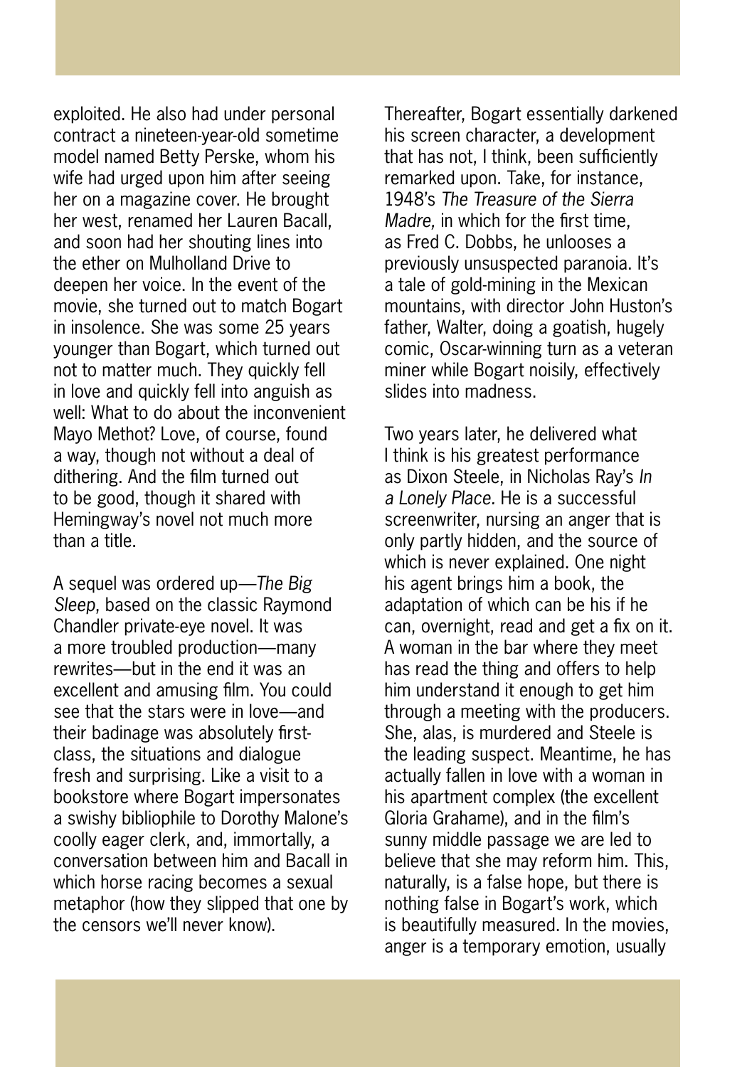exploited. He also had under personal contract a nineteen-year-old sometime model named Betty Perske, whom his wife had urged upon him after seeing her on a magazine cover. He brought her west, renamed her Lauren Bacall, and soon had her shouting lines into the ether on Mulholland Drive to deepen her voice. In the event of the movie, she turned out to match Bogart in insolence. She was some 25 years younger than Bogart, which turned out not to matter much. They quickly fell in love and quickly fell into anguish as well: What to do about the inconvenient Mayo Methot? Love, of course, found a way, though not without a deal of dithering. And the film turned out to be good, though it shared with Hemingway's novel not much more than a title.

A sequel was ordered up—*The Big Sleep*, based on the classic Raymond Chandler private-eye novel. It was a more troubled production—many rewrites—but in the end it was an excellent and amusing film. You could see that the stars were in love—and their badinage was absolutely first-class, the situations and dialogue fresh and surprising. Like a visit to a bookstore where Bogart impersonates a swishy bibliophile to Dorothy Malone's coolly eager clerk, and, immortally, a conversation between him and Bacall in which horse racing becomes a sexual metaphor (how they slipped that one by the censors we'll never know).

Thereafter, Bogart essentially darkened his screen character, a development that has not, I think, been sufficiently remarked upon. Take, for instance, 1948's *The Treasure of the Sierra Madre,* in which for the first time, as Fred C. Dobbs, he unlooses a previously unsuspected paranoia. It's a tale of gold-mining in the Mexican mountains, with director John Huston's father, Walter, doing a goatish, hugely comic, Oscar-winning turn as a veteran miner while Bogart noisily, effectively slides into madness.

Two years later, he delivered what I think is his greatest performance as Dixon Steele, in Nicholas Ray's *In a Lonely Place.* He is a successful screenwriter, nursing an anger that is only partly hidden, and the source of which is never explained. One night his agent brings him a book, the adaptation of which can be his if he can, overnight, read and get a fix on it. A woman in the bar where they meet has read the thing and offers to help him understand it enough to get him through a meeting with the producers. She, alas, is murdered and Steele is the leading suspect. Meantime, he has actually fallen in love with a woman in his apartment complex (the excellent Gloria Grahame), and in the film's sunny middle passage we are led to believe that she may reform him. This, naturally, is a false hope, but there is nothing false in Bogart's work, which is beautifully measured. In the movies, anger is a temporary emotion, usually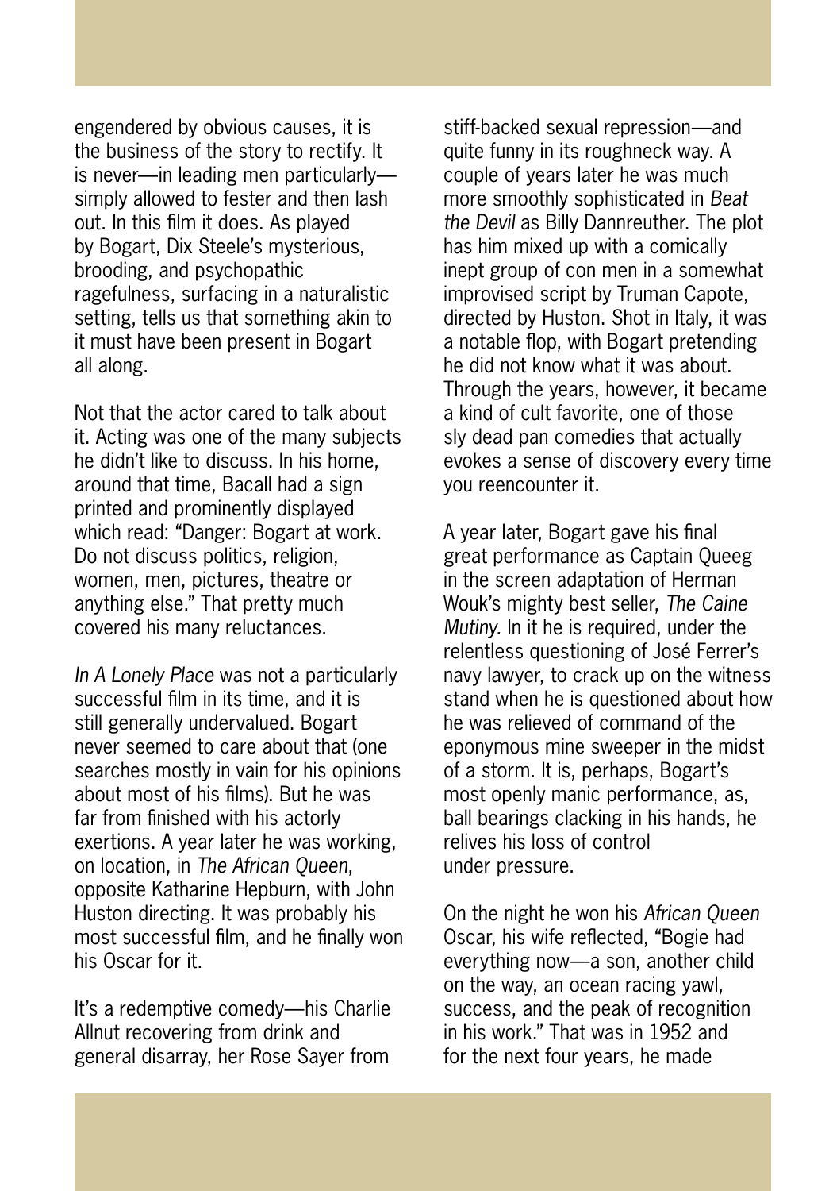engendered by obvious causes, it is the business of the story to rectify. It is never—in leading men particularly—simply allowed to fester and then lash out. In this film it does. As played by Bogart, Dix Steele's mysterious, brooding, and psychopathic ragefulness, surfacing in a naturalistic setting, tells us that something akin to it must have been present in Bogart all along.

Not that the actor cared to talk about it. Acting was one of the many subjects he didn't like to discuss. In his home, around that time, Bacall had a sign printed and prominently displayed which read: "Danger: Bogart at work. Do not discuss politics, religion, women, men, pictures, theatre or anything else." That pretty much covered his many reluctances.

*In A Lonely Place* was not a particularly successful film in its time, and it is still generally undervalued. Bogart never seemed to care about that (one searches mostly in vain for his opinions about most of his films). But he was far from finished with his actorly exertions. A year later he was working, on location, in *The African Queen*, opposite Katharine Hepburn, with John Huston directing. It was probably his most successful film, and he finally won his Oscar for it.

It's a redemptive comedy—his Charlie Allnut recovering from drink and general disarray, her Rose Sayer from stiff-backed sexual repression—and quite funny in its roughneck way. A couple of years later he was much more smoothly sophisticated in *Beat the Devil* as Billy Dannreuther. The plot has him mixed up with a comically inept group of con men in a somewhat improvised script by Truman Capote, directed by Huston. Shot in Italy, it was a notable flop, with Bogart pretending he did not know what it was about. Through the years, however, it became a kind of cult favorite, one of those sly dead pan comedies that actually evokes a sense of discovery every time you reencounter it.

A year later, Bogart gave his final great performance as Captain Queeg in the screen adaptation of Herman Wouk's mighty best seller, *The Caine Mutiny*. In it he is required, under the relentless questioning of José Ferrer's navy lawyer, to crack up on the witness stand when he is questioned about how he was relieved of command of the eponymous mine sweeper in the midst of a storm. It is, perhaps, Bogart's most openly manic performance, as, ball bearings clacking in his hands, he relives his loss of control under pressure.

On the night he won his *African Queen* Oscar, his wife reflected, "Bogie had everything now—a son, another child on the way, an ocean racing yawl, success, and the peak of recognition in his work." That was in 1952 and for the next four years, he made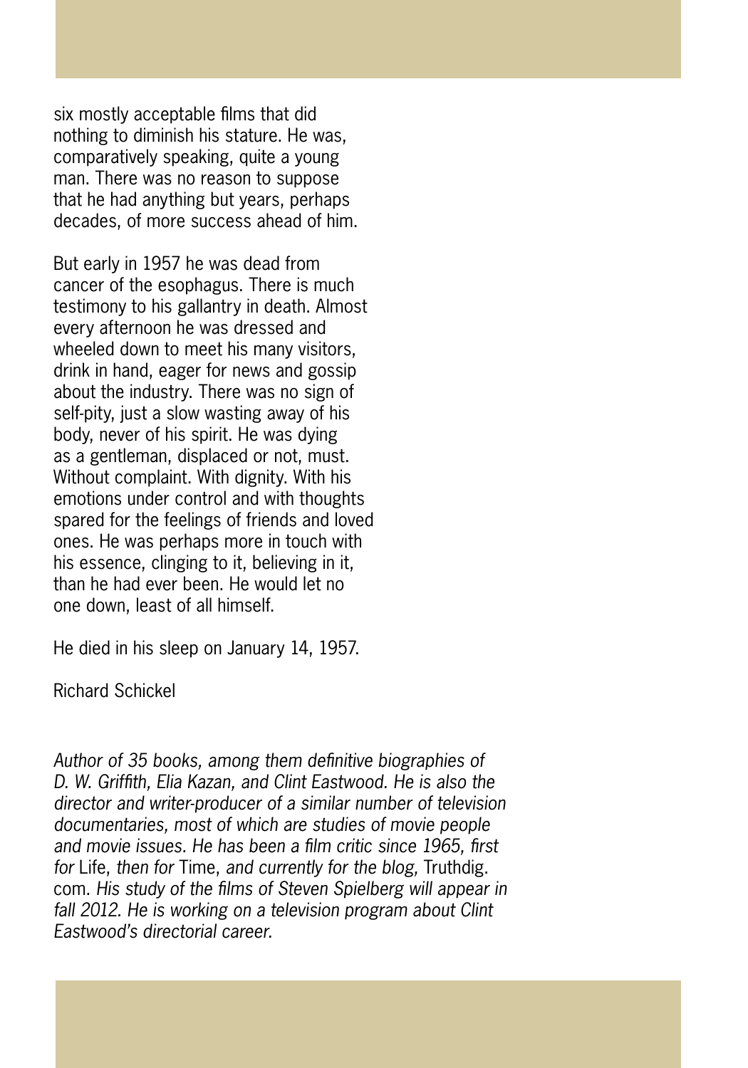six mostly acceptable films that did nothing to diminish his stature. He was, comparatively speaking, quite a young man. There was no reason to suppose that he had anything but years, perhaps decades, of more success ahead of him.

But early in 1957 he was dead from cancer of the esophagus. There is much testimony to his gallantry in death. Almost every afternoon he was dressed and wheeled down to meet his many visitors, drink in hand, eager for news and gossip about the industry. There was no sign of self-pity, just a slow wasting away of his body, never of his spirit. He was dying as a gentleman, displaced or not, must. Without complaint. With dignity. With his emotions under control and with thoughts spared for the feelings of friends and loved ones. He was perhaps more in touch with his essence, clinging to it, believing in it, than he had ever been. He would let no one down, least of all himself.

He died in his sleep on January 14, 1957.

Richard Schickel

*Author of 35 books, among them definitive biographies of D. W. Griffith, Elia Kazan, and Clint Eastwood. He is also the director and writer-producer of a similar number of television documentaries, most of which are studies of movie people and movie issues. He has been a film critic since 1965, first for* Life, *then for* Time, *and currently for the blog,* Truthdig.com. *His study of the films of Steven Spielberg will appear in fall 2012. He is working on a television program about Clint Eastwood's directorial career.*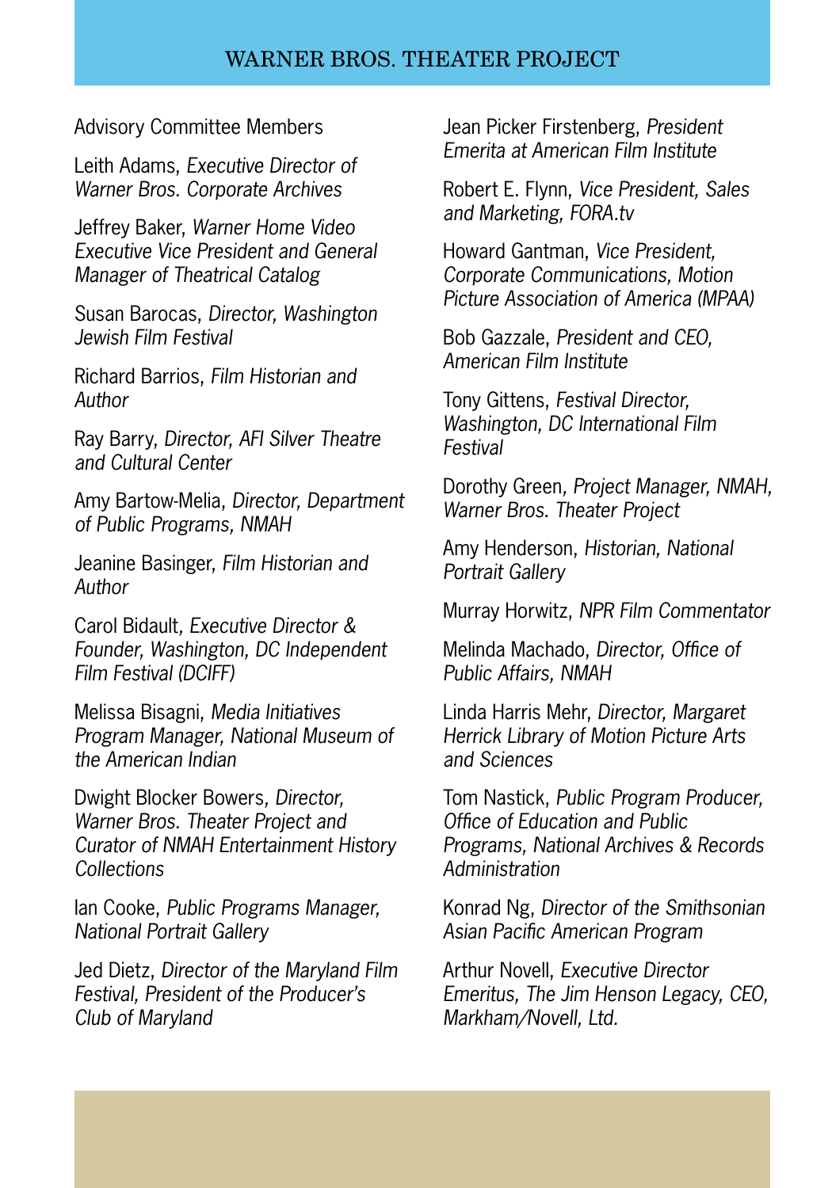# WARNER BROS. THEATER PROJECT

Advisory Committee Members

Leith Adams, *Executive Director of Warner Bros. Corporate Archives*

Jeffrey Baker, *Warner Home Video Executive Vice President and General Manager of Theatrical Catalog*

Susan Barocas, *Director, Washington Jewish Film Festival*

Richard Barrios, *Film Historian and Author*

Ray Barry, *Director, AFI Silver Theatre and Cultural Center*

Amy Bartow-Melia, *Director, Department of Public Programs, NMAH*

Jeanine Basinger, *Film Historian and Author*

Carol Bidault, *Executive Director & Founder, Washington, DC Independent Film Festival (DCIFF)*

Melissa Bisagni, *Media Initiatives Program Manager, National Museum of the American Indian*

Dwight Blocker Bowers, *Director, Warner Bros. Theater Project and Curator of NMAH Entertainment History Collections*

Ian Cooke, *Public Programs Manager, National Portrait Gallery*

Jed Dietz, *Director of the Maryland Film Festival, President of the Producer's Club of Maryland*

Jean Picker Firstenberg, *President Emerita at American Film Institute*

Robert E. Flynn, *Vice President, Sales and Marketing, FORA.tv*

Howard Gantman, *Vice President, Corporate Communications, Motion Picture Association of America (MPAA)*

Bob Gazzale, *President and CEO, American Film Institute*

Tony Gittens, *Festival Director, Washington, DC International Film Festival*

Dorothy Green, *Project Manager, NMAH, Warner Bros. Theater Project*

Amy Henderson, *Historian, National Portrait Gallery*

Murray Horwitz, *NPR Film Commentator*

Melinda Machado, *Director, Office of Public Affairs, NMAH*

Linda Harris Mehr, *Director, Margaret Herrick Library of Motion Picture Arts and Sciences*

Tom Nastick, *Public Program Producer, Office of Education and Public Programs, National Archives & Records Administration*

Konrad Ng, *Director of the Smithsonian Asian Pacific American Program*

Arthur Novell, *Executive Director Emeritus, The Jim Henson Legacy, CEO, Markham/Novell, Ltd.*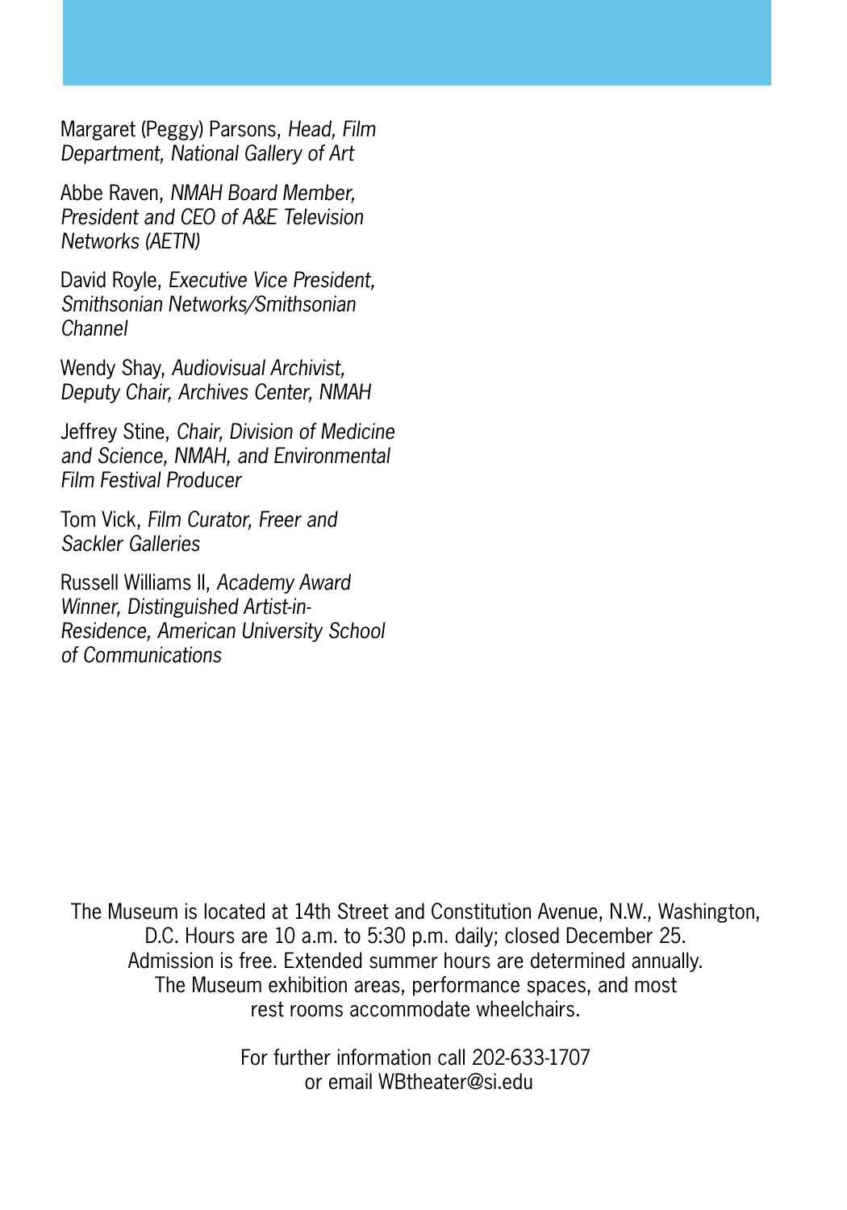Margaret (Peggy) Parsons, *Head, Film Department, National Gallery of Art*

Abbe Raven, *NMAH Board Member, President and CEO of A&E Television Networks (AETN)*

David Royle, *Executive Vice President, Smithsonian Networks/Smithsonian Channel*

Wendy Shay, *Audiovisual Archivist, Deputy Chair, Archives Center, NMAH*

Jeffrey Stine, *Chair, Division of Medicine and Science, NMAH, and Environmental Film Festival Producer*

Tom Vick, *Film Curator, Freer and Sackler Galleries*

Russell Williams II, *Academy Award Winner, Distinguished Artist-in-Residence, American University School of Communications*

The Museum is located at 14th Street and Constitution Avenue, N.W., Washington, D.C. Hours are 10 a.m. to 5:30 p.m. daily; closed December 25. Admission is free. Extended summer hours are determined annually. The Museum exhibition areas, performance spaces, and most rest rooms accommodate wheelchairs.

For further information call 202-633-1707 or email WBtheater@si.edu